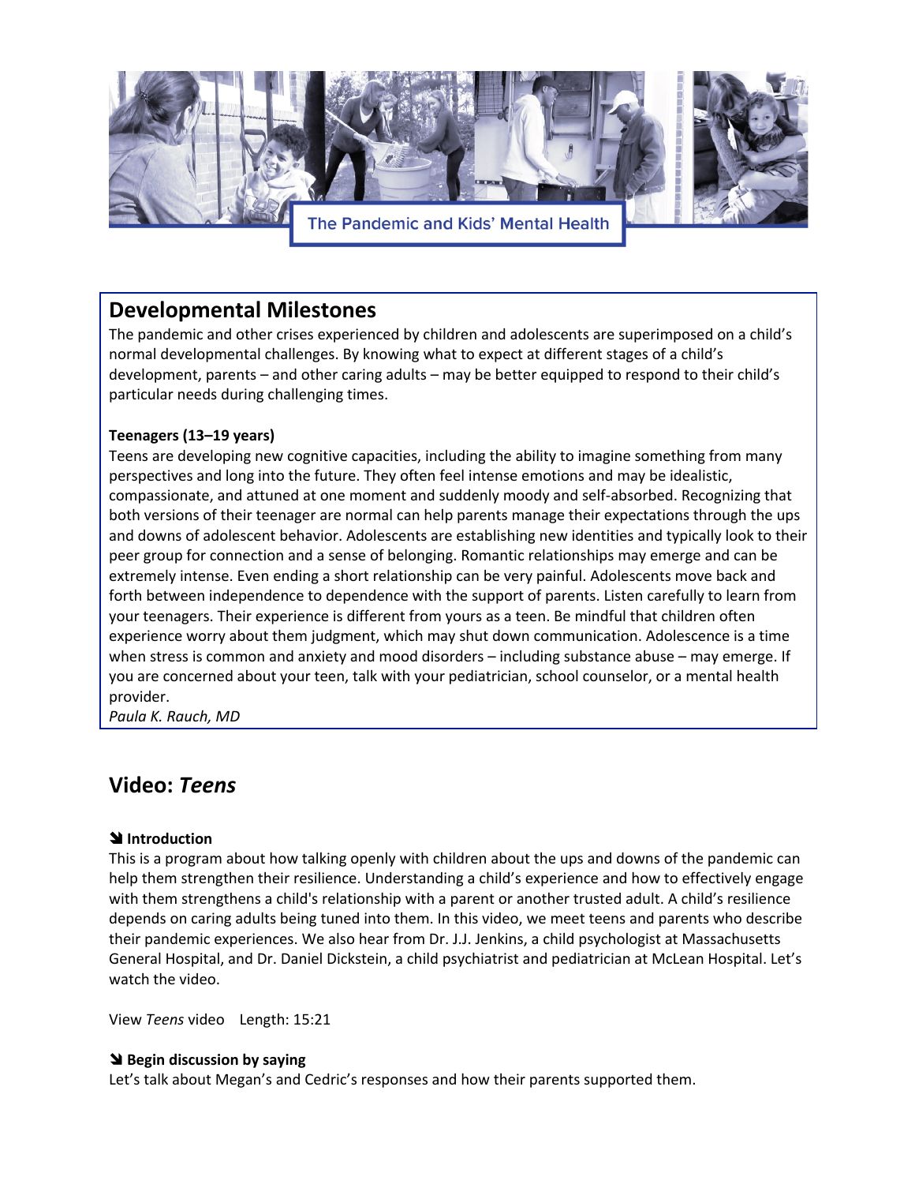The Pandemic and Kids' Mental Health

## Developmental Milestones

The pandemic and other crises experienced by children and adolescents are superimposed on a child's normal developmental challenges. By knowing what to expect at different stages of a child's development, parents – and other caring adults – may be better equipped to respond to their child's particular needs during challenging times.

**Teenagers (13–19 years)**

Teens are developing new cognitive capacities, including the ability to imagine something from many perspectives and long into the future. They often feel intense emotions and may be idealistic, compassionate, and attuned at one moment and suddenly moody and self-absorbed. Recognizing that both versions of their teenager are normal can help parents manage their expectations through the ups and downs of adolescent behavior. Adolescents are establishing new identities and typically look to their peer group for connection and a sense of belonging. Romantic relationships may emerge and can be extremely intense. Even ending a short relationship can be very painful. Adolescents move back and forth between independence to dependence with the support of parents. Listen carefully to learn from your teenagers. Their experience is different from yours as a teen. Be mindful that children often experience worry about them judgment, which may shut down communication. Adolescence is a time when stress is common and anxiety and mood disorders – including substance abuse – may emerge. If you are concerned about your teen, talk with your pediatrician, school counselor, or a mental health provider.

*Paula K. Rauch, MD*

## Video: *Teens*

**➘ Introduction**

This is a program about how talking openly with children about the ups and downs of the pandemic can help them strengthen their resilience. Understanding a child's experience and how to effectively engage with them strengthens a child's relationship with a parent or another trusted adult. A child's resilience depends on caring adults being tuned into them. In this video, we meet teens and parents who describe their pandemic experiences. We also hear from Dr. J.J. Jenkins, a child psychologist at Massachusetts General Hospital, and Dr. Daniel Dickstein, a child psychiatrist and pediatrician at McLean Hospital. Let's watch the video.

View *Teens* video Length: 15:21

**➘ Begin discussion by saying**

Let's talk about Megan's and Cedric's responses and how their parents supported them.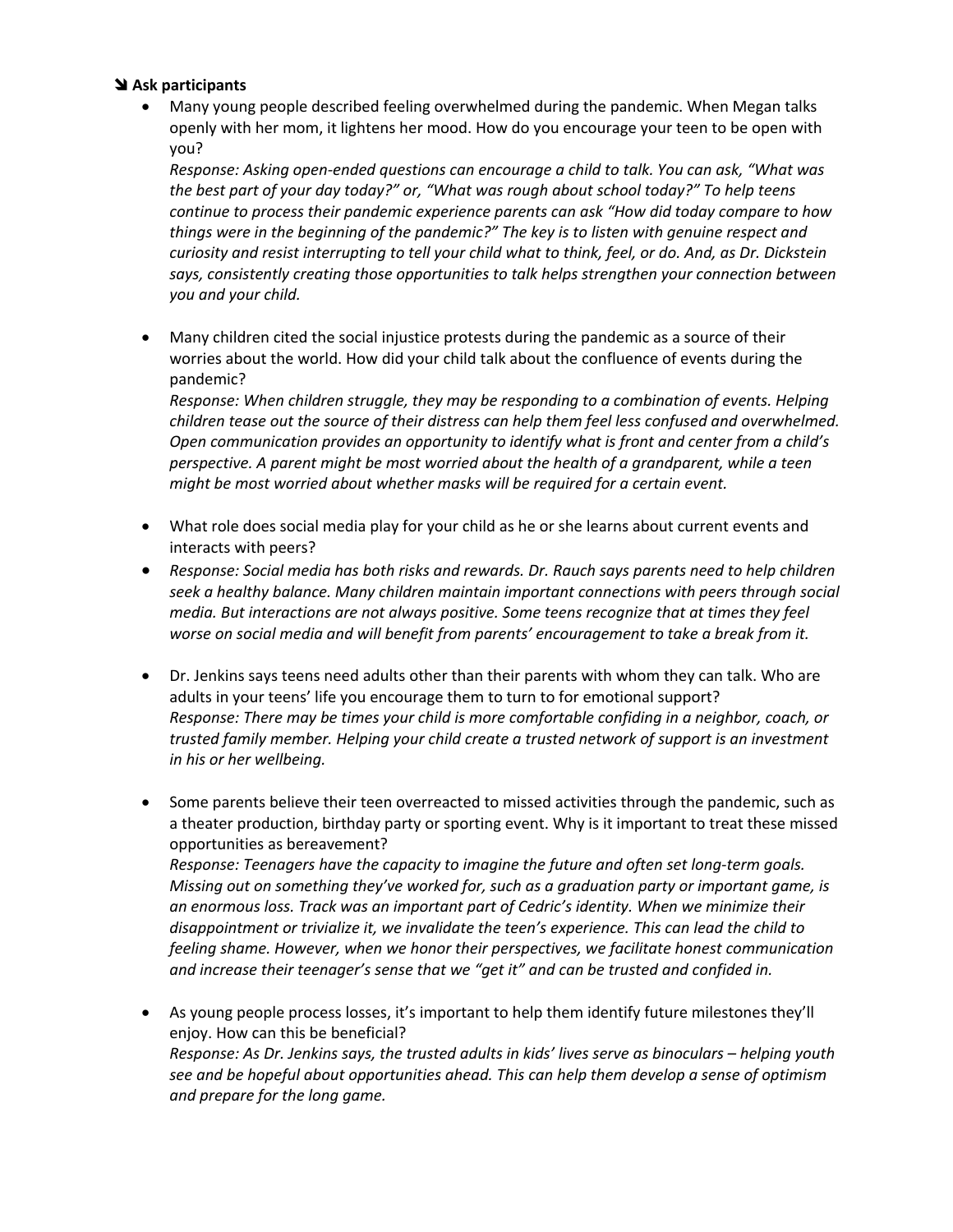**➘ Ask participants**

- Many young people described feeling overwhelmed during the pandemic. When Megan talks openly with her mom, it lightens her mood. How do you encourage your teen to be open with you?
  *Response: Asking open-ended questions can encourage a child to talk. You can ask, "What was the best part of your day today?" or, "What was rough about school today?" To help teens continue to process their pandemic experience parents can ask "How did today compare to how things were in the beginning of the pandemic?" The key is to listen with genuine respect and curiosity and resist interrupting to tell your child what to think, feel, or do. And, as Dr. Dickstein says, consistently creating those opportunities to talk helps strengthen your connection between you and your child.*

- Many children cited the social injustice protests during the pandemic as a source of their worries about the world. How did your child talk about the confluence of events during the pandemic?
  *Response: When children struggle, they may be responding to a combination of events. Helping children tease out the source of their distress can help them feel less confused and overwhelmed. Open communication provides an opportunity to identify what is front and center from a child's perspective. A parent might be most worried about the health of a grandparent, while a teen might be most worried about whether masks will be required for a certain event.*

- What role does social media play for your child as he or she learns about current events and interacts with peers?
- *Response: Social media has both risks and rewards. Dr. Rauch says parents need to help children seek a healthy balance. Many children maintain important connections with peers through social media. But interactions are not always positive. Some teens recognize that at times they feel worse on social media and will benefit from parents' encouragement to take a break from it.*

- Dr. Jenkins says teens need adults other than their parents with whom they can talk. Who are adults in your teens' life you encourage them to turn to for emotional support?
  *Response: There may be times your child is more comfortable confiding in a neighbor, coach, or trusted family member. Helping your child create a trusted network of support is an investment in his or her wellbeing.*

- Some parents believe their teen overreacted to missed activities through the pandemic, such as a theater production, birthday party or sporting event. Why is it important to treat these missed opportunities as bereavement?
  *Response: Teenagers have the capacity to imagine the future and often set long-term goals. Missing out on something they've worked for, such as a graduation party or important game, is an enormous loss. Track was an important part of Cedric's identity. When we minimize their disappointment or trivialize it, we invalidate the teen's experience. This can lead the child to feeling shame. However, when we honor their perspectives, we facilitate honest communication and increase their teenager's sense that we "get it" and can be trusted and confided in.*

- As young people process losses, it's important to help them identify future milestones they'll enjoy. How can this be beneficial?
  *Response: As Dr. Jenkins says, the trusted adults in kids' lives serve as binoculars – helping youth see and be hopeful about opportunities ahead. This can help them develop a sense of optimism and prepare for the long game.*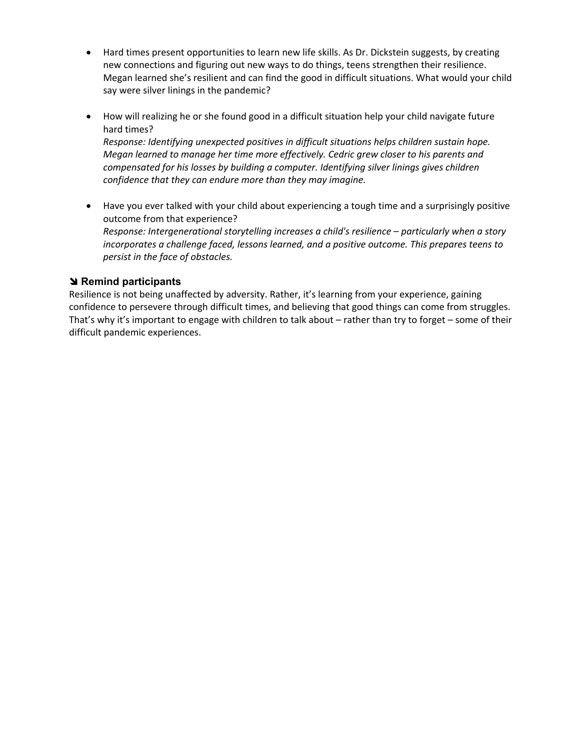- Hard times present opportunities to learn new life skills. As Dr. Dickstein suggests, by creating new connections and figuring out new ways to do things, teens strengthen their resilience. Megan learned she's resilient and can find the good in difficult situations. What would your child say were silver linings in the pandemic?

- How will realizing he or she found good in a difficult situation help your child navigate future hard times?
  *Response: Identifying unexpected positives in difficult situations helps children sustain hope. Megan learned to manage her time more effectively. Cedric grew closer to his parents and compensated for his losses by building a computer. Identifying silver linings gives children confidence that they can endure more than they may imagine.*

- Have you ever talked with your child about experiencing a tough time and a surprisingly positive outcome from that experience?
  *Response: Intergenerational storytelling increases a child's resilience – particularly when a story incorporates a challenge faced, lessons learned, and a positive outcome. This prepares teens to persist in the face of obstacles.*

### ➘ Remind participants

Resilience is not being unaffected by adversity. Rather, it's learning from your experience, gaining confidence to persevere through difficult times, and believing that good things can come from struggles. That's why it's important to engage with children to talk about – rather than try to forget – some of their difficult pandemic experiences.